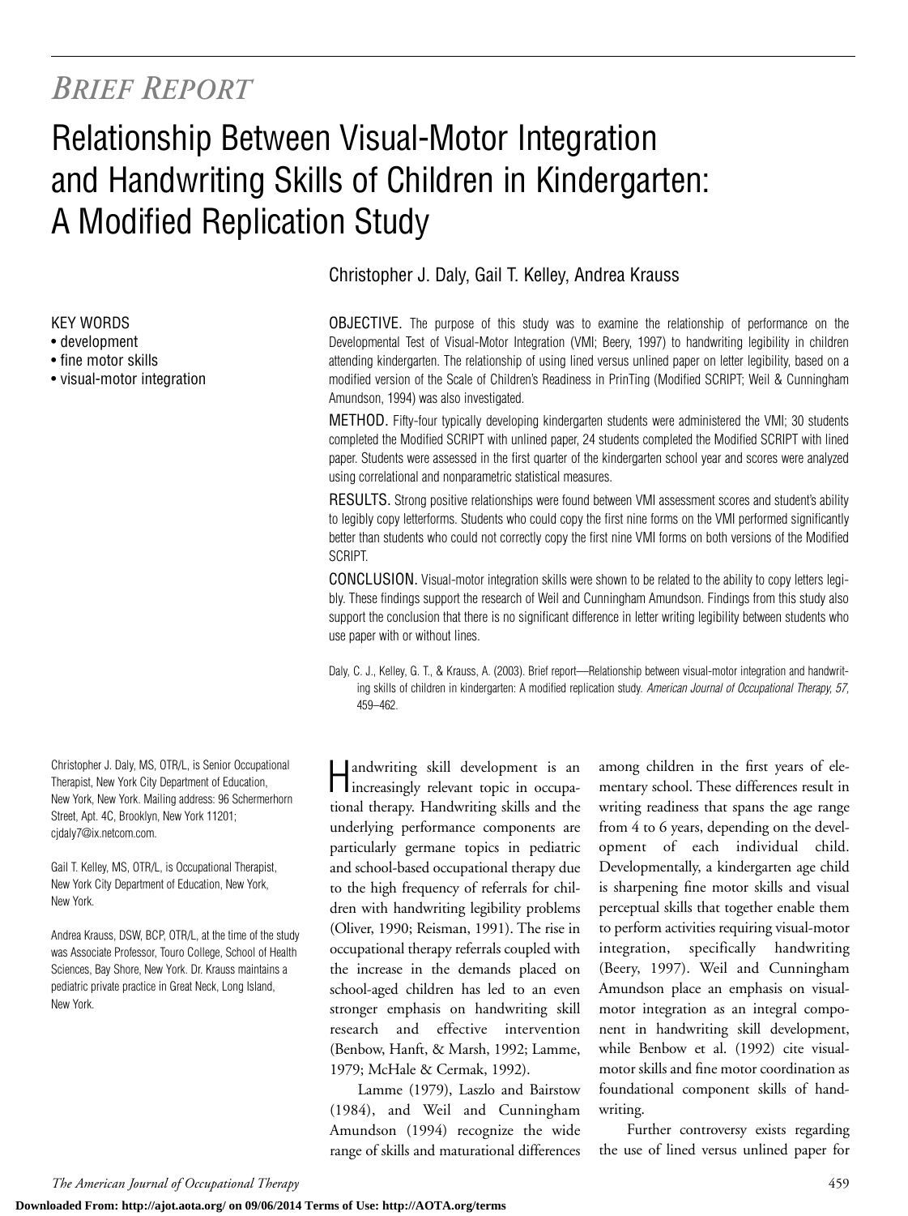*Brief Report*

# Relationship Between Visual-Motor Integration and Handwriting Skills of Children in Kindergarten: A Modified Replication Study

Christopher J. Daly, Gail T. Kelley, Andrea Krauss

KEY WORDS
- development
- fine motor skills
- visual-motor integration

OBJECTIVE. The purpose of this study was to examine the relationship of performance on the Developmental Test of Visual-Motor Integration (VMI; Beery, 1997) to handwriting legibility in children attending kindergarten. The relationship of using lined versus unlined paper on letter legibility, based on a modified version of the Scale of Children's Readiness in PrinTing (Modified SCRIPT; Weil & Cunningham Amundson, 1994) was also investigated.

METHOD. Fifty-four typically developing kindergarten students were administered the VMI; 30 students completed the Modified SCRIPT with unlined paper, 24 students completed the Modified SCRIPT with lined paper. Students were assessed in the first quarter of the kindergarten school year and scores were analyzed using correlational and nonparametric statistical measures.

RESULTS. Strong positive relationships were found between VMI assessment scores and student's ability to legibly copy letterforms. Students who could copy the first nine forms on the VMI performed significantly better than students who could not correctly copy the first nine VMI forms on both versions of the Modified SCRIPT.

CONCLUSION. Visual-motor integration skills were shown to be related to the ability to copy letters legibly. These findings support the research of Weil and Cunningham Amundson. Findings from this study also support the conclusion that there is no significant difference in letter writing legibility between students who use paper with or without lines.

Daly, C. J., Kelley, G. T., & Krauss, A. (2003). Brief report—Relationship between visual-motor integration and handwriting skills of children in kindergarten: A modified replication study. *American Journal of Occupational Therapy, 57,* 459–462.

Christopher J. Daly, MS, OTR/L, is Senior Occupational Therapist, New York City Department of Education, New York, New York. Mailing address: 96 Schermerhorn Street, Apt. 4C, Brooklyn, New York 11201; cjdaly7@ix.netcom.com.

Gail T. Kelley, MS, OTR/L, is Occupational Therapist, New York City Department of Education, New York, New York.

Andrea Krauss, DSW, BCP, OTR/L, at the time of the study was Associate Professor, Touro College, School of Health Sciences, Bay Shore, New York. Dr. Krauss maintains a pediatric private practice in Great Neck, Long Island, New York.

Handwriting skill development is an increasingly relevant topic in occupational therapy. Handwriting skills and the underlying performance components are particularly germane topics in pediatric and school-based occupational therapy due to the high frequency of referrals for children with handwriting legibility problems (Oliver, 1990; Reisman, 1991). The rise in occupational therapy referrals coupled with the increase in the demands placed on school-aged children has led to an even stronger emphasis on handwriting skill research and effective intervention (Benbow, Hanft, & Marsh, 1992; Lamme, 1979; McHale & Cermak, 1992).

Lamme (1979), Laszlo and Bairstow (1984), and Weil and Cunningham Amundson (1994) recognize the wide range of skills and maturational differences among children in the first years of elementary school. These differences result in writing readiness that spans the age range from 4 to 6 years, depending on the development of each individual child. Developmentally, a kindergarten age child is sharpening fine motor skills and visual perceptual skills that together enable them to perform activities requiring visual-motor integration, specifically handwriting (Beery, 1997). Weil and Cunningham Amundson place an emphasis on visual-motor integration as an integral component in handwriting skill development, while Benbow et al. (1992) cite visual-motor skills and fine motor coordination as foundational component skills of handwriting.

Further controversy exists regarding the use of lined versus unlined paper for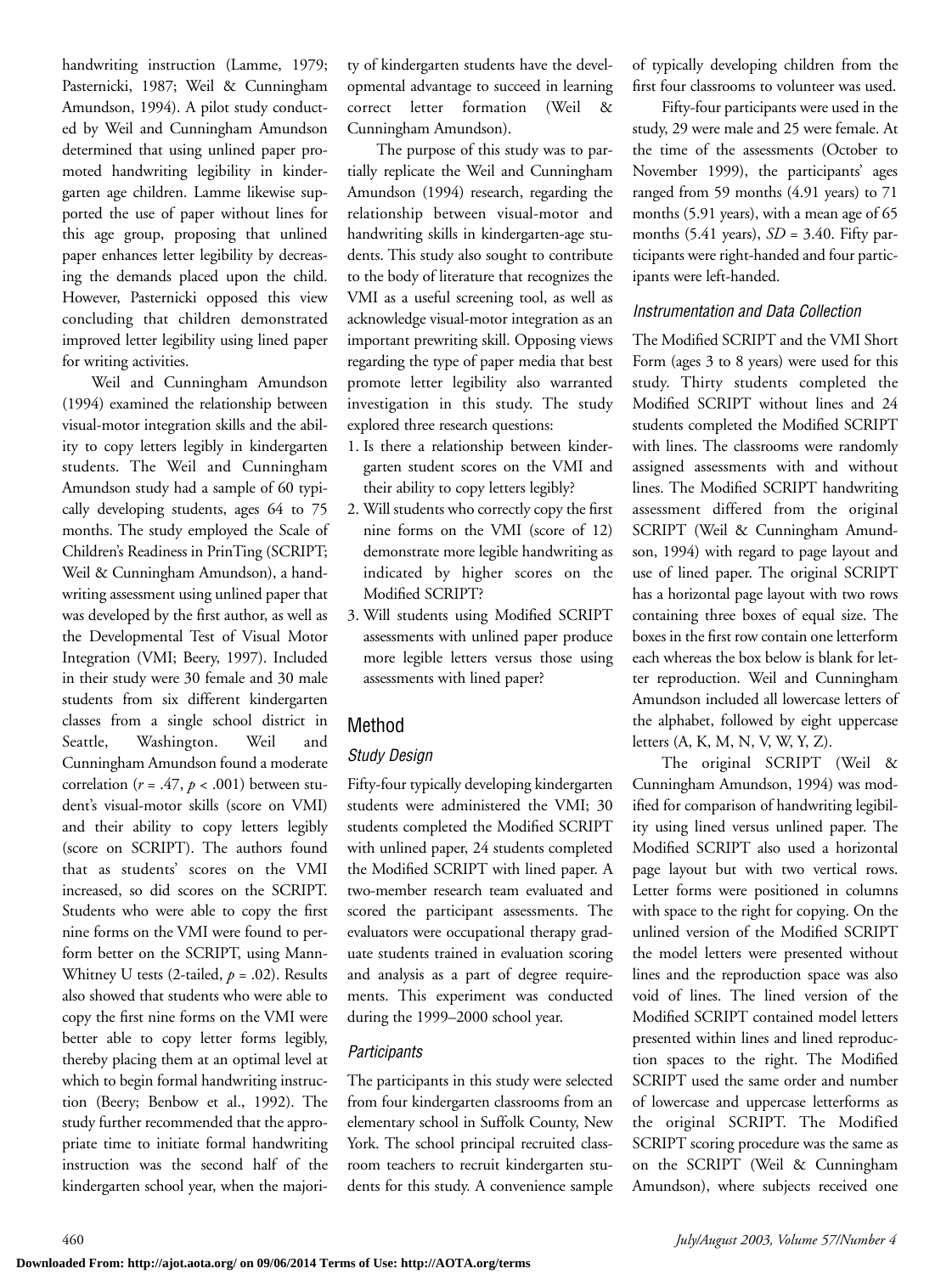handwriting instruction (Lamme, 1979; Pasternicki, 1987; Weil & Cunningham Amundson, 1994). A pilot study conducted by Weil and Cunningham Amundson determined that using unlined paper promoted handwriting legibility in kindergarten age children. Lamme likewise supported the use of paper without lines for this age group, proposing that unlined paper enhances letter legibility by decreasing the demands placed upon the child. However, Pasternicki opposed this view concluding that children demonstrated improved letter legibility using lined paper for writing activities.

Weil and Cunningham Amundson (1994) examined the relationship between visual-motor integration skills and the ability to copy letters legibly in kindergarten students. The Weil and Cunningham Amundson study had a sample of 60 typically developing students, ages 64 to 75 months. The study employed the Scale of Children's Readiness in PrinTing (SCRIPT; Weil & Cunningham Amundson), a handwriting assessment using unlined paper that was developed by the first author, as well as the Developmental Test of Visual Motor Integration (VMI; Beery, 1997). Included in their study were 30 female and 30 male students from six different kindergarten classes from a single school district in Seattle, Washington. Weil and Cunningham Amundson found a moderate correlation ($r = .47$, $p < .001$) between student's visual-motor skills (score on VMI) and their ability to copy letters legibly (score on SCRIPT). The authors found that as students' scores on the VMI increased, so did scores on the SCRIPT. Students who were able to copy the first nine forms on the VMI were found to perform better on the SCRIPT, using Mann-Whitney U tests (2-tailed, $p = .02$). Results also showed that students who were able to copy the first nine forms on the VMI were better able to copy letter forms legibly, thereby placing them at an optimal level at which to begin formal handwriting instruction (Beery; Benbow et al., 1992). The study further recommended that the appropriate time to initiate formal handwriting instruction was the second half of the kindergarten school year, when the majority of kindergarten students have the developmental advantage to succeed in learning correct letter formation (Weil & Cunningham Amundson).

The purpose of this study was to partially replicate the Weil and Cunningham Amundson (1994) research, regarding the relationship between visual-motor and handwriting skills in kindergarten-age students. This study also sought to contribute to the body of literature that recognizes the VMI as a useful screening tool, as well as acknowledge visual-motor integration as an important prewriting skill. Opposing views regarding the type of paper media that best promote letter legibility also warranted investigation in this study. The study explored three research questions:

1. Is there a relationship between kindergarten student scores on the VMI and their ability to copy letters legibly?
2. Will students who correctly copy the first nine forms on the VMI (score of 12) demonstrate more legible handwriting as indicated by higher scores on the Modified SCRIPT?
3. Will students using Modified SCRIPT assessments with unlined paper produce more legible letters versus those using assessments with lined paper?

## Method

### Study Design

Fifty-four typically developing kindergarten students were administered the VMI; 30 students completed the Modified SCRIPT with unlined paper, 24 students completed the Modified SCRIPT with lined paper. A two-member research team evaluated and scored the participant assessments. The evaluators were occupational therapy graduate students trained in evaluation scoring and analysis as a part of degree requirements. This experiment was conducted during the 1999–2000 school year.

### Participants

The participants in this study were selected from four kindergarten classrooms from an elementary school in Suffolk County, New York. The school principal recruited classroom teachers to recruit kindergarten students for this study. A convenience sample of typically developing children from the first four classrooms to volunteer was used.

Fifty-four participants were used in the study, 29 were male and 25 were female. At the time of the assessments (October to November 1999), the participants' ages ranged from 59 months (4.91 years) to 71 months (5.91 years), with a mean age of 65 months (5.41 years), $SD = 3.40$. Fifty participants were right-handed and four participants were left-handed.

### Instrumentation and Data Collection

The Modified SCRIPT and the VMI Short Form (ages 3 to 8 years) were used for this study. Thirty students completed the Modified SCRIPT without lines and 24 students completed the Modified SCRIPT with lines. The classrooms were randomly assigned assessments with and without lines. The Modified SCRIPT handwriting assessment differed from the original SCRIPT (Weil & Cunningham Amundson, 1994) with regard to page layout and use of lined paper. The original SCRIPT has a horizontal page layout with two rows containing three boxes of equal size. The boxes in the first row contain one letterform each whereas the box below is blank for letter reproduction. Weil and Cunningham Amundson included all lowercase letters of the alphabet, followed by eight uppercase letters (A, K, M, N, V, W, Y, Z).

The original SCRIPT (Weil & Cunningham Amundson, 1994) was modified for comparison of handwriting legibility using lined versus unlined paper. The Modified SCRIPT also used a horizontal page layout but with two vertical rows. Letter forms were positioned in columns with space to the right for copying. On the unlined version of the Modified SCRIPT the model letters were presented without lines and the reproduction space was also void of lines. The lined version of the Modified SCRIPT contained model letters presented within lines and lined reproduction spaces to the right. The Modified SCRIPT used the same order and number of lowercase and uppercase letterforms as the original SCRIPT. The Modified SCRIPT scoring procedure was the same as on the SCRIPT (Weil & Cunningham Amundson), where subjects received one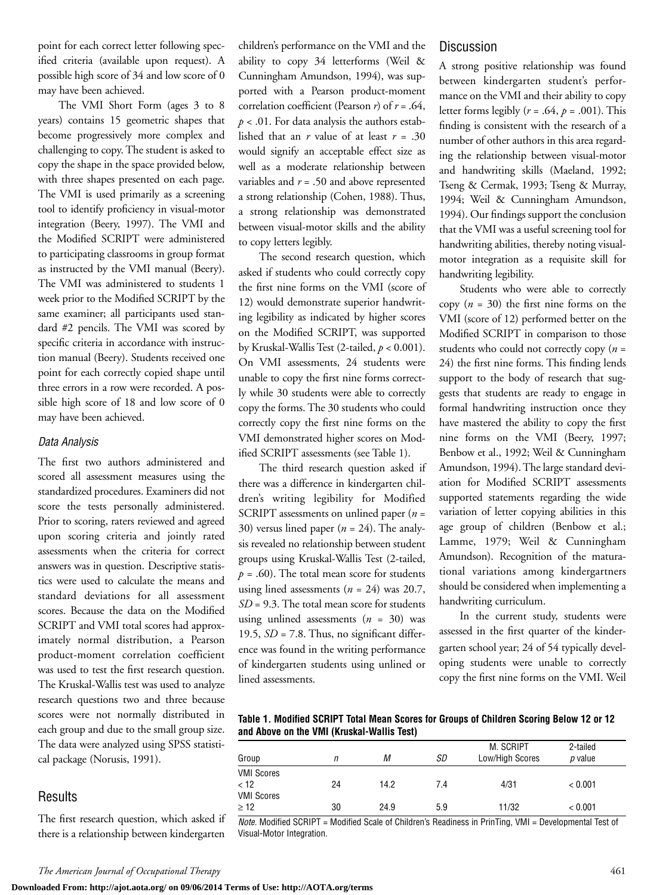point for each correct letter following specified criteria (available upon request). A possible high score of 34 and low score of 0 may have been achieved.

The VMI Short Form (ages 3 to 8 years) contains 15 geometric shapes that become progressively more complex and challenging to copy. The student is asked to copy the shape in the space provided below, with three shapes presented on each page. The VMI is used primarily as a screening tool to identify proficiency in visual-motor integration (Beery, 1997). The VMI and the Modified SCRIPT were administered to participating classrooms in group format as instructed by the VMI manual (Beery). The VMI was administered to students 1 week prior to the Modified SCRIPT by the same examiner; all participants used standard #2 pencils. The VMI was scored by specific criteria in accordance with instruction manual (Beery). Students received one point for each correctly copied shape until three errors in a row were recorded. A possible high score of 18 and low score of 0 may have been achieved.

### *Data Analysis*

The first two authors administered and scored all assessment measures using the standardized procedures. Examiners did not score the tests personally administered. Prior to scoring, raters reviewed and agreed upon scoring criteria and jointly rated assessments when the criteria for correct answers was in question. Descriptive statistics were used to calculate the means and standard deviations for all assessment scores. Because the data on the Modified SCRIPT and VMI total scores had approximately normal distribution, a Pearson product-moment correlation coefficient was used to test the first research question. The Kruskal-Wallis test was used to analyze research questions two and three because scores were not normally distributed in each group and due to the small group size. The data were analyzed using SPSS statistical package (Norusis, 1991).

## Results

The first research question, which asked if there is a relationship between kindergarten children's performance on the VMI and the ability to copy 34 letterforms (Weil & Cunningham Amundson, 1994), was supported with a Pearson product-moment correlation coefficient (Pearson $r$) of $r = .64$, $p < .01$. For data analysis the authors established that an $r$ value of at least $r = .30$ would signify an acceptable effect size as well as a moderate relationship between variables and $r = .50$ and above represented a strong relationship (Cohen, 1988). Thus, a strong relationship was demonstrated between visual-motor skills and the ability to copy letters legibly.

The second research question, which asked if students who could correctly copy the first nine forms on the VMI (score of 12) would demonstrate superior handwriting legibility as indicated by higher scores on the Modified SCRIPT, was supported by Kruskal-Wallis Test (2-tailed, $p < 0.001$). On VMI assessments, 24 students were unable to copy the first nine forms correctly while 30 students were able to correctly copy the forms. The 30 students who could correctly copy the first nine forms on the VMI demonstrated higher scores on Modified SCRIPT assessments (see Table 1).

The third research question asked if there was a difference in kindergarten children's writing legibility for Modified SCRIPT assessments on unlined paper ($n = 30$) versus lined paper ($n = 24$). The analysis revealed no relationship between student groups using Kruskal-Wallis Test (2-tailed, $p = .60$). The total mean score for students using lined assessments ($n = 24$) was 20.7, $SD = 9.3$. The total mean score for students using unlined assessments ($n = 30$) was 19.5, $SD = 7.8$. Thus, no significant difference was found in the writing performance of kindergarten students using unlined or lined assessments.

## Discussion

A strong positive relationship was found between kindergarten student's performance on the VMI and their ability to copy letter forms legibly ($r = .64$, $p = .001$). This finding is consistent with the research of a number of other authors in this area regarding the relationship between visual-motor and handwriting skills (Maeland, 1992; Tseng & Cermak, 1993; Tseng & Murray, 1994; Weil & Cunningham Amundson, 1994). Our findings support the conclusion that the VMI was a useful screening tool for handwriting abilities, thereby noting visual-motor integration as a requisite skill for handwriting legibility.

Students who were able to correctly copy ($n = 30$) the first nine forms on the VMI (score of 12) performed better on the Modified SCRIPT in comparison to those students who could not correctly copy ($n = 24$) the first nine forms. This finding lends support to the body of research that suggests that students are ready to engage in formal handwriting instruction once they have mastered the ability to copy the first nine forms on the VMI (Beery, 1997; Benbow et al., 1992; Weil & Cunningham Amundson, 1994). The large standard deviation for Modified SCRIPT assessments supported statements regarding the wide variation of letter copying abilities in this age group of children (Benbow et al.; Lamme, 1979; Weil & Cunningham Amundson). Recognition of the maturational variations among kindergartners should be considered when implementing a handwriting curriculum.

In the current study, students were assessed in the first quarter of the kindergarten school year; 24 of 54 typically developing students were unable to correctly copy the first nine forms on the VMI. Weil

**Table 1. Modified SCRIPT Total Mean Scores for Groups of Children Scoring Below 12 or 12 and Above on the VMI (Kruskal-Wallis Test)**

| Group | *n* | *M* | *SD* | M. SCRIPT Low/High Scores | 2-tailed *p* value |
|---|---|---|---|---|---|
| VMI Scores < 12 | 24 | 14.2 | 7.4 | 4/31 | < 0.001 |
| VMI Scores ≥ 12 | 30 | 24.9 | 5.9 | 11/32 | < 0.001 |

*Note.* Modified SCRIPT = Modified Scale of Children's Readiness in PrinTing, VMI = Developmental Test of Visual-Motor Integration.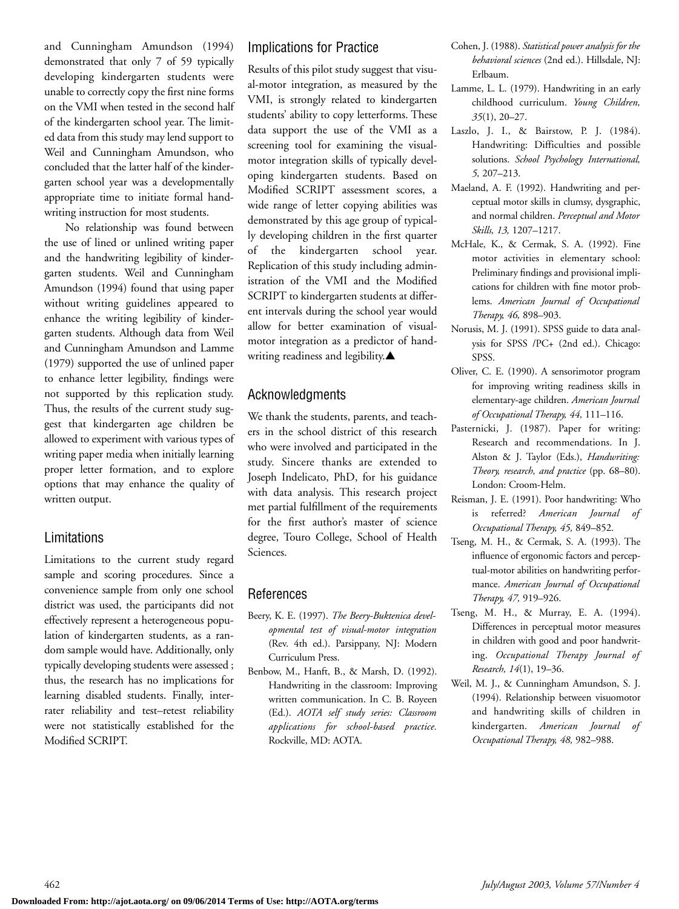and Cunningham Amundson (1994) demonstrated that only 7 of 59 typically developing kindergarten students were unable to correctly copy the first nine forms on the VMI when tested in the second half of the kindergarten school year. The limited data from this study may lend support to Weil and Cunningham Amundson, who concluded that the latter half of the kindergarten school year was a developmentally appropriate time to initiate formal handwriting instruction for most students.

No relationship was found between the use of lined or unlined writing paper and the handwriting legibility of kindergarten students. Weil and Cunningham Amundson (1994) found that using paper without writing guidelines appeared to enhance the writing legibility of kindergarten students. Although data from Weil and Cunningham Amundson and Lamme (1979) supported the use of unlined paper to enhance letter legibility, findings were not supported by this replication study. Thus, the results of the current study suggest that kindergarten age children be allowed to experiment with various types of writing paper media when initially learning proper letter formation, and to explore options that may enhance the quality of written output.

## Limitations

Limitations to the current study regard sample and scoring procedures. Since a convenience sample from only one school district was used, the participants did not effectively represent a heterogeneous population of kindergarten students, as a random sample would have. Additionally, only typically developing students were assessed ; thus, the research has no implications for learning disabled students. Finally, interrater reliability and test–retest reliability were not statistically established for the Modified SCRIPT.

## Implications for Practice

Results of this pilot study suggest that visual-motor integration, as measured by the VMI, is strongly related to kindergarten students' ability to copy letterforms. These data support the use of the VMI as a screening tool for examining the visual-motor integration skills of typically developing kindergarten students. Based on Modified SCRIPT assessment scores, a wide range of letter copying abilities was demonstrated by this age group of typically developing children in the first quarter of the kindergarten school year. Replication of this study including administration of the VMI and the Modified SCRIPT to kindergarten students at different intervals during the school year would allow for better examination of visual-motor integration as a predictor of handwriting readiness and legibility.▲

## Acknowledgments

We thank the students, parents, and teachers in the school district of this research who were involved and participated in the study. Sincere thanks are extended to Joseph Indelicato, PhD, for his guidance with data analysis. This research project met partial fulfillment of the requirements for the first author's master of science degree, Touro College, School of Health Sciences.

## References

Beery, K. E. (1997). *The Beery-Buktenica developmental test of visual-motor integration* (Rev. 4th ed.). Parsippany, NJ: Modern Curriculum Press.

Benbow, M., Hanft, B., & Marsh, D. (1992). Handwriting in the classroom: Improving written communication. In C. B. Royeen (Ed.). *AOTA self study series: Classroom applications for school-based practice.* Rockville, MD: AOTA.

Cohen, J. (1988). *Statistical power analysis for the behavioral sciences* (2nd ed.). Hillsdale, NJ: Erlbaum.

Lamme, L. L. (1979). Handwriting in an early childhood curriculum. *Young Children, 35*(1), 20–27.

Laszlo, J. I., & Bairstow, P. J. (1984). Handwriting: Difficulties and possible solutions. *School Psychology International, 5,* 207–213.

Maeland, A. F. (1992). Handwriting and perceptual motor skills in clumsy, dysgraphic, and normal children. *Perceptual and Motor Skills, 13,* 1207–1217.

McHale, K., & Cermak, S. A. (1992). Fine motor activities in elementary school: Preliminary findings and provisional implications for children with fine motor problems. *American Journal of Occupational Therapy, 46,* 898–903.

Norusis, M. J. (1991). SPSS guide to data analysis for SPSS /PC+ (2nd ed.). Chicago: SPSS.

Oliver, C. E. (1990). A sensorimotor program for improving writing readiness skills in elementary-age children. *American Journal of Occupational Therapy, 44,* 111–116.

Pasternicki, J. (1987). Paper for writing: Research and recommendations. In J. Alston & J. Taylor (Eds.), *Handwriting: Theory, research, and practice* (pp. 68–80). London: Croom-Helm.

Reisman, J. E. (1991). Poor handwriting: Who is referred? *American Journal of Occupational Therapy, 45,* 849–852.

Tseng, M. H., & Cermak, S. A. (1993). The influence of ergonomic factors and perceptual-motor abilities on handwriting performance. *American Journal of Occupational Therapy, 47,* 919–926.

Tseng, M. H., & Murray, E. A. (1994). Differences in perceptual motor measures in children with good and poor handwriting. *Occupational Therapy Journal of Research, 14*(1), 19–36.

Weil, M. J., & Cunningham Amundson, S. J. (1994). Relationship between visuomotor and handwriting skills of children in kindergarten. *American Journal of Occupational Therapy, 48,* 982–988.